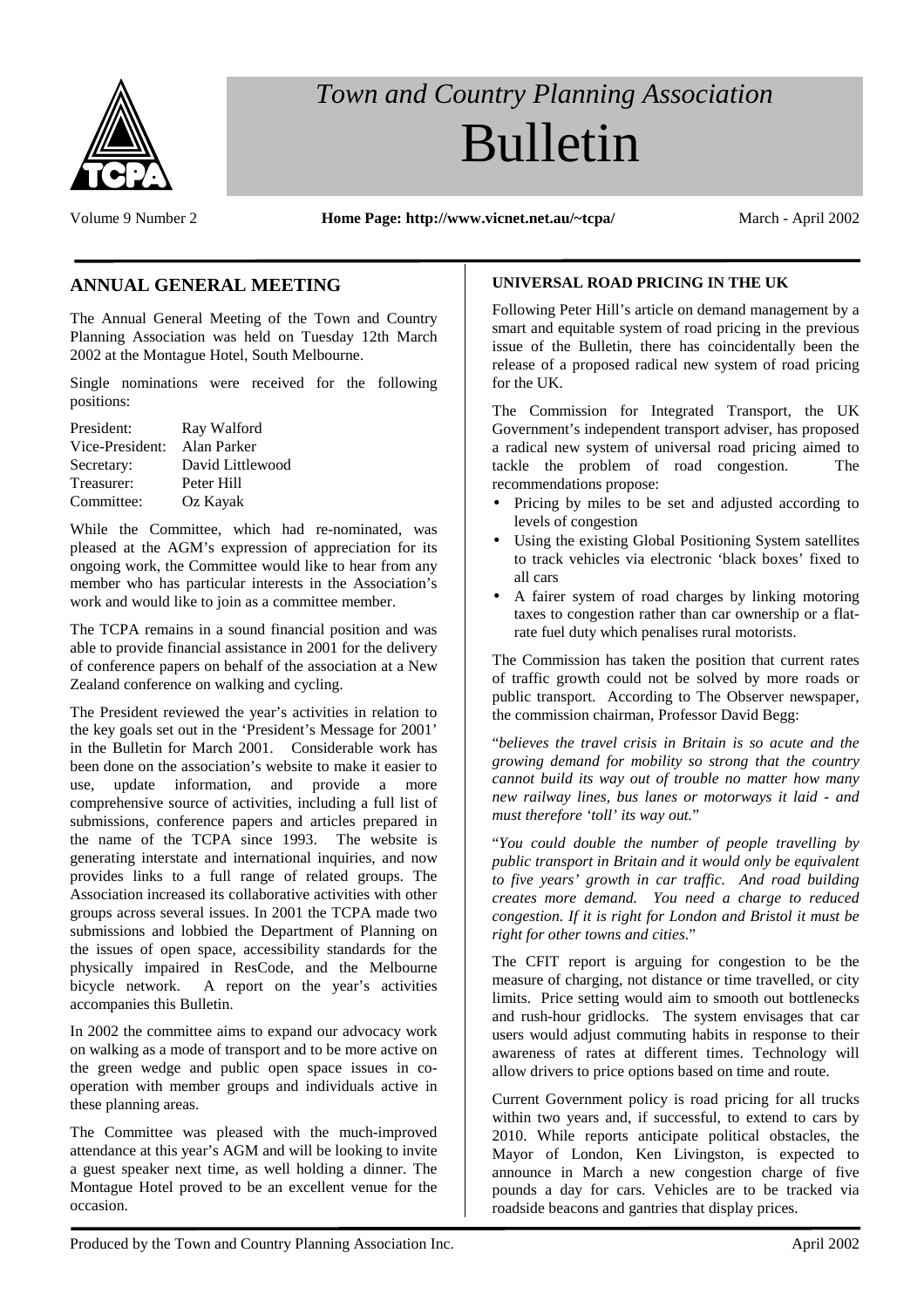# Town and Country Planning Association Bulletin

Volume 9 Number 2 **Home Page: http://www.vicnet.net.au/~tcpa/** March - April 2002

## ANNUAL GENERAL MEETING

The Annual General Meeting of the Town and Country Planning Association was held on Tuesday 12th March 2002 at the Montague Hotel, South Melbourne.

Single nominations were received for the following positions:

| | |
|---|---|
| President: | Ray Walford |
| Vice-President: | Alan Parker |
| Secretary: | David Littlewood |
| Treasurer: | Peter Hill |
| Committee: | Oz Kayak |

While the Committee, which had re-nominated, was pleased at the AGM's expression of appreciation for its ongoing work, the Committee would like to hear from any member who has particular interests in the Association's work and would like to join as a committee member.

The TCPA remains in a sound financial position and was able to provide financial assistance in 2001 for the delivery of conference papers on behalf of the association at a New Zealand conference on walking and cycling.

The President reviewed the year's activities in relation to the key goals set out in the 'President's Message for 2001' in the Bulletin for March 2001. Considerable work has been done on the association's website to make it easier to use, update information, and provide a more comprehensive source of activities, including a full list of submissions, conference papers and articles prepared in the name of the TCPA since 1993. The website is generating interstate and international inquiries, and now provides links to a full range of related groups. The Association increased its collaborative activities with other groups across several issues. In 2001 the TCPA made two submissions and lobbied the Department of Planning on the issues of open space, accessibility standards for the physically impaired in ResCode, and the Melbourne bicycle network. A report on the year's activities accompanies this Bulletin.

In 2002 the committee aims to expand our advocacy work on walking as a mode of transport and to be more active on the green wedge and public open space issues in co-operation with member groups and individuals active in these planning areas.

The Committee was pleased with the much-improved attendance at this year's AGM and will be looking to invite a guest speaker next time, as well holding a dinner. The Montague Hotel proved to be an excellent venue for the occasion.

### UNIVERSAL ROAD PRICING IN THE UK

Following Peter Hill's article on demand management by a smart and equitable system of road pricing in the previous issue of the Bulletin, there has coincidentally been the release of a proposed radical new system of road pricing for the UK.

The Commission for Integrated Transport, the UK Government's independent transport adviser, has proposed a radical new system of universal road pricing aimed to tackle the problem of road congestion. The recommendations propose:

- Pricing by miles to be set and adjusted according to levels of congestion
- Using the existing Global Positioning System satellites to track vehicles via electronic 'black boxes' fixed to all cars
- A fairer system of road charges by linking motoring taxes to congestion rather than car ownership or a flat-rate fuel duty which penalises rural motorists.

The Commission has taken the position that current rates of traffic growth could not be solved by more roads or public transport. According to The Observer newspaper, the commission chairman, Professor David Begg:

"*believes the travel crisis in Britain is so acute and the growing demand for mobility so strong that the country cannot build its way out of trouble no matter how many new railway lines, bus lanes or motorways it laid - and must therefore 'toll' its way out.*"

"*You could double the number of people travelling by public transport in Britain and it would only be equivalent to five years' growth in car traffic. And road building creates more demand. You need a charge to reduced congestion. If it is right for London and Bristol it must be right for other towns and cities*."

The CFIT report is arguing for congestion to be the measure of charging, not distance or time travelled, or city limits. Price setting would aim to smooth out bottlenecks and rush-hour gridlocks. The system envisages that car users would adjust commuting habits in response to their awareness of rates at different times. Technology will allow drivers to price options based on time and route.

Current Government policy is road pricing for all trucks within two years and, if successful, to extend to cars by 2010. While reports anticipate political obstacles, the Mayor of London, Ken Livingston, is expected to announce in March a new congestion charge of five pounds a day for cars. Vehicles are to be tracked via roadside beacons and gantries that display prices.

Produced by the Town and Country Planning Association Inc. April 2002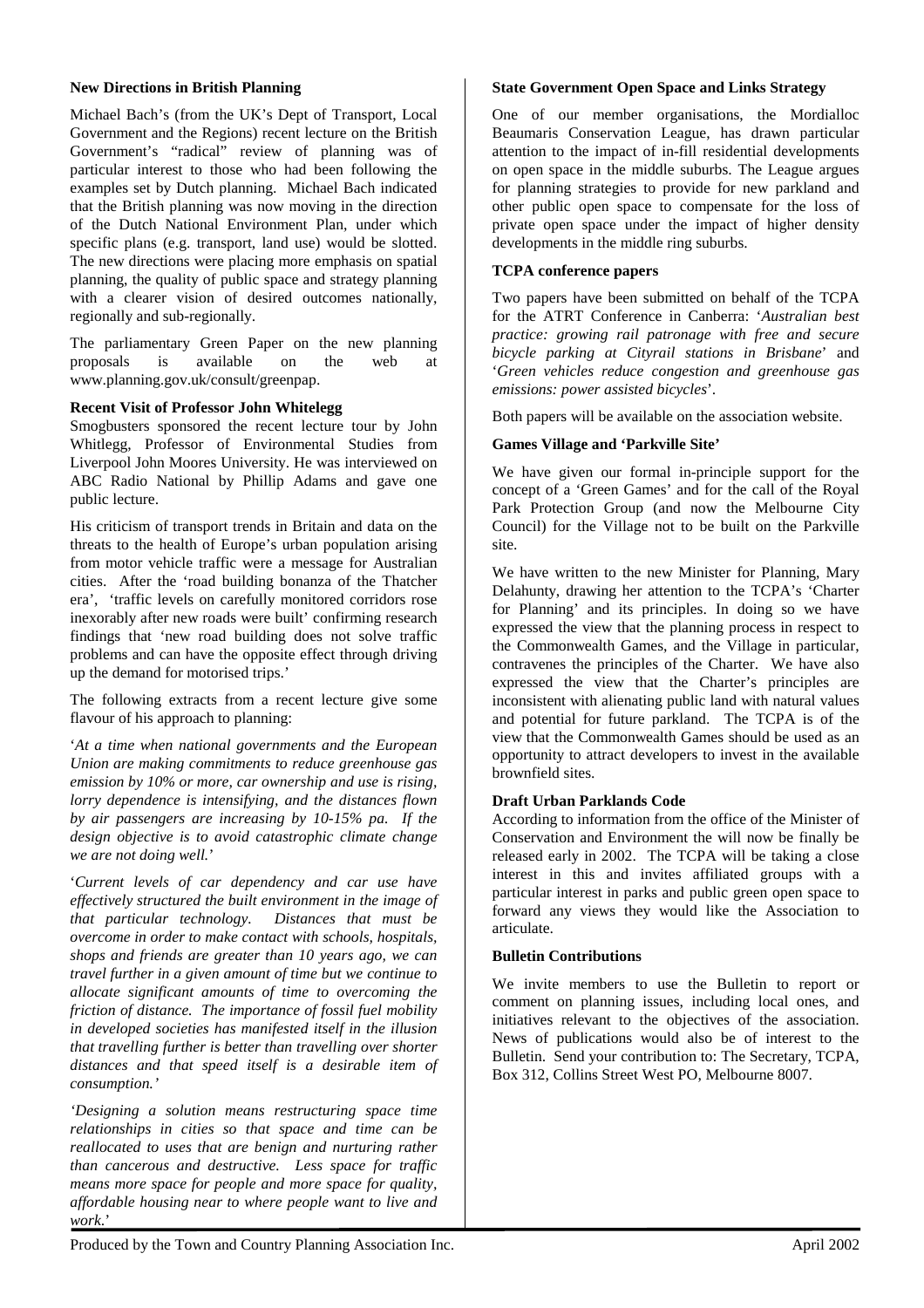**New Directions in British Planning**

Michael Bach's (from the UK's Dept of Transport, Local Government and the Regions) recent lecture on the British Government's "radical" review of planning was of particular interest to those who had been following the examples set by Dutch planning. Michael Bach indicated that the British planning was now moving in the direction of the Dutch National Environment Plan, under which specific plans (e.g. transport, land use) would be slotted. The new directions were placing more emphasis on spatial planning, the quality of public space and strategy planning with a clearer vision of desired outcomes nationally, regionally and sub-regionally.

The parliamentary Green Paper on the new planning proposals is available on the web at www.planning.gov.uk/consult/greenpap.

**Recent Visit of Professor John Whitelegg**

Smogbusters sponsored the recent lecture tour by John Whitlegg, Professor of Environmental Studies from Liverpool John Moores University. He was interviewed on ABC Radio National by Phillip Adams and gave one public lecture.

His criticism of transport trends in Britain and data on the threats to the health of Europe's urban population arising from motor vehicle traffic were a message for Australian cities. After the 'road building bonanza of the Thatcher era', 'traffic levels on carefully monitored corridors rose inexorably after new roads were built' confirming research findings that 'new road building does not solve traffic problems and can have the opposite effect through driving up the demand for motorised trips.'

The following extracts from a recent lecture give some flavour of his approach to planning:

'*At a time when national governments and the European Union are making commitments to reduce greenhouse gas emission by 10% or more, car ownership and use is rising, lorry dependence is intensifying, and the distances flown by air passengers are increasing by 10-15% pa. If the design objective is to avoid catastrophic climate change we are not doing well.*'

'*Current levels of car dependency and car use have effectively structured the built environment in the image of that particular technology. Distances that must be overcome in order to make contact with schools, hospitals, shops and friends are greater than 10 years ago, we can travel further in a given amount of time but we continue to allocate significant amounts of time to overcoming the friction of distance. The importance of fossil fuel mobility in developed societies has manifested itself in the illusion that travelling further is better than travelling over shorter distances and that speed itself is a desirable item of consumption.*'

'*Designing a solution means restructuring space time relationships in cities so that space and time can be reallocated to uses that are benign and nurturing rather than cancerous and destructive. Less space for traffic means more space for people and more space for quality, affordable housing near to where people want to live and work.*'

**State Government Open Space and Links Strategy**

One of our member organisations, the Mordialloc Beaumaris Conservation League, has drawn particular attention to the impact of in-fill residential developments on open space in the middle suburbs. The League argues for planning strategies to provide for new parkland and other public open space to compensate for the loss of private open space under the impact of higher density developments in the middle ring suburbs.

**TCPA conference papers**

Two papers have been submitted on behalf of the TCPA for the ATRT Conference in Canberra: '*Australian best practice: growing rail patronage with free and secure bicycle parking at Cityrail stations in Brisbane*' and '*Green vehicles reduce congestion and greenhouse gas emissions: power assisted bicycles*'.

Both papers will be available on the association website.

**Games Village and 'Parkville Site'**

We have given our formal in-principle support for the concept of a 'Green Games' and for the call of the Royal Park Protection Group (and now the Melbourne City Council) for the Village not to be built on the Parkville site.

We have written to the new Minister for Planning, Mary Delahunty, drawing her attention to the TCPA's 'Charter for Planning' and its principles. In doing so we have expressed the view that the planning process in respect to the Commonwealth Games, and the Village in particular, contravenes the principles of the Charter. We have also expressed the view that the Charter's principles are inconsistent with alienating public land with natural values and potential for future parkland. The TCPA is of the view that the Commonwealth Games should be used as an opportunity to attract developers to invest in the available brownfield sites.

**Draft Urban Parklands Code**

According to information from the office of the Minister of Conservation and Environment the will now be finally be released early in 2002. The TCPA will be taking a close interest in this and invites affiliated groups with a particular interest in parks and public green open space to forward any views they would like the Association to articulate.

**Bulletin Contributions**

We invite members to use the Bulletin to report or comment on planning issues, including local ones, and initiatives relevant to the objectives of the association. News of publications would also be of interest to the Bulletin. Send your contribution to: The Secretary, TCPA, Box 312, Collins Street West PO, Melbourne 8007.